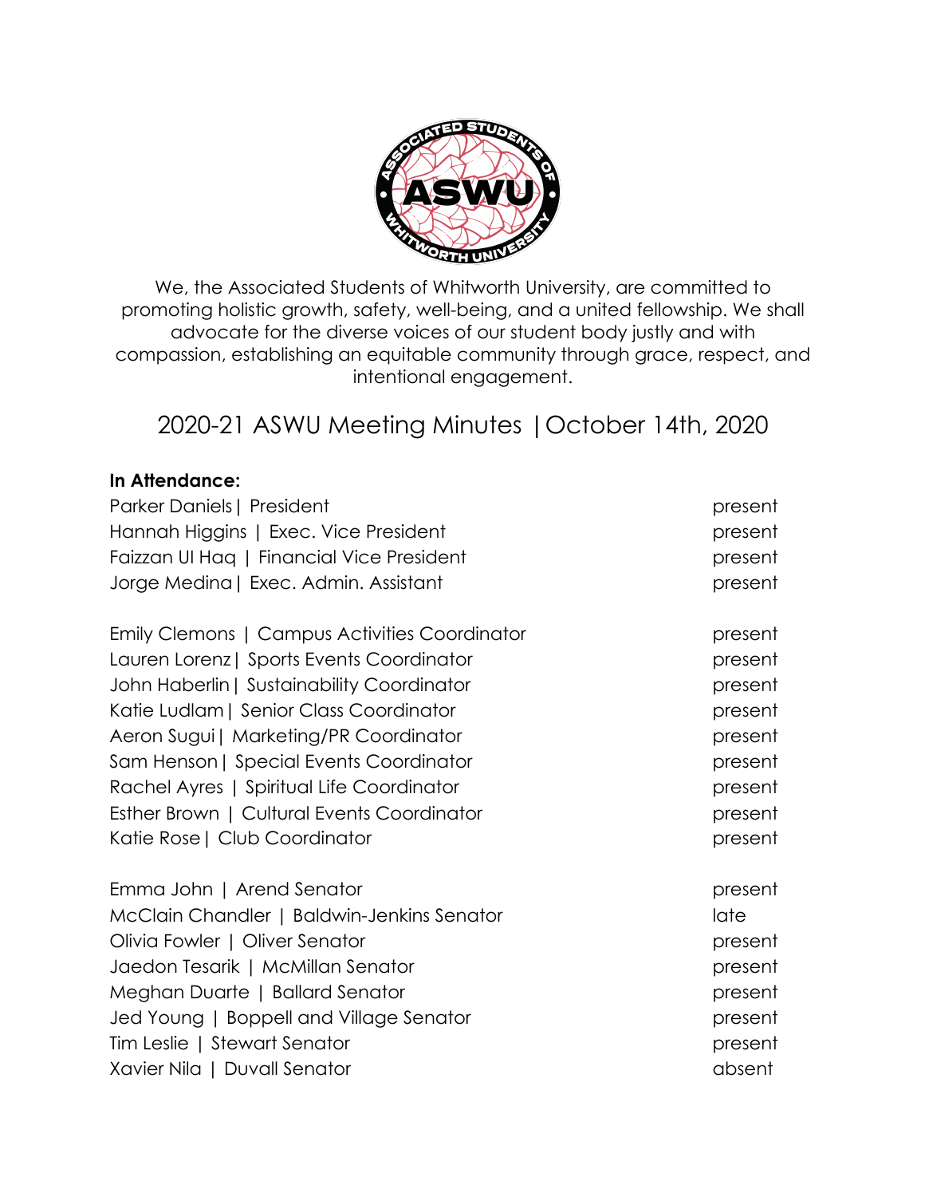We, the Associated Students of Whitworth University, are committed to promoting holistic growth, safety, well-being, and a united fellowship. We shall advocate for the diverse voices of our student body justly and with compassion, establishing an equitable community through grace, respect, and intentional engagement.

# 2020-21 ASWU Meeting Minutes |October 14th, 2020

**In Attendance:**

| | |
|---|---|
| Parker Daniels\| President | present |
| Hannah Higgins \| Exec. Vice President | present |
| Faizzan Ul Haq \| Financial Vice President | present |
| Jorge Medina\| Exec. Admin. Assistant | present |
| | |
| Emily Clemons \| Campus Activities Coordinator | present |
| Lauren Lorenz\| Sports Events Coordinator | present |
| John Haberlin\| Sustainability Coordinator | present |
| Katie Ludlam\| Senior Class Coordinator | present |
| Aeron Sugui\| Marketing/PR Coordinator | present |
| Sam Henson\| Special Events Coordinator | present |
| Rachel Ayres \| Spiritual Life Coordinator | present |
| Esther Brown \| Cultural Events Coordinator | present |
| Katie Rose\| Club Coordinator | present |
| | |
| Emma John \| Arend Senator | present |
| McClain Chandler \| Baldwin-Jenkins Senator | late |
| Olivia Fowler \| Oliver Senator | present |
| Jaedon Tesarik \| McMillan Senator | present |
| Meghan Duarte \| Ballard Senator | present |
| Jed Young \| Boppell and Village Senator | present |
| Tim Leslie \| Stewart Senator | present |
| Xavier Nila \| Duvall Senator | absent |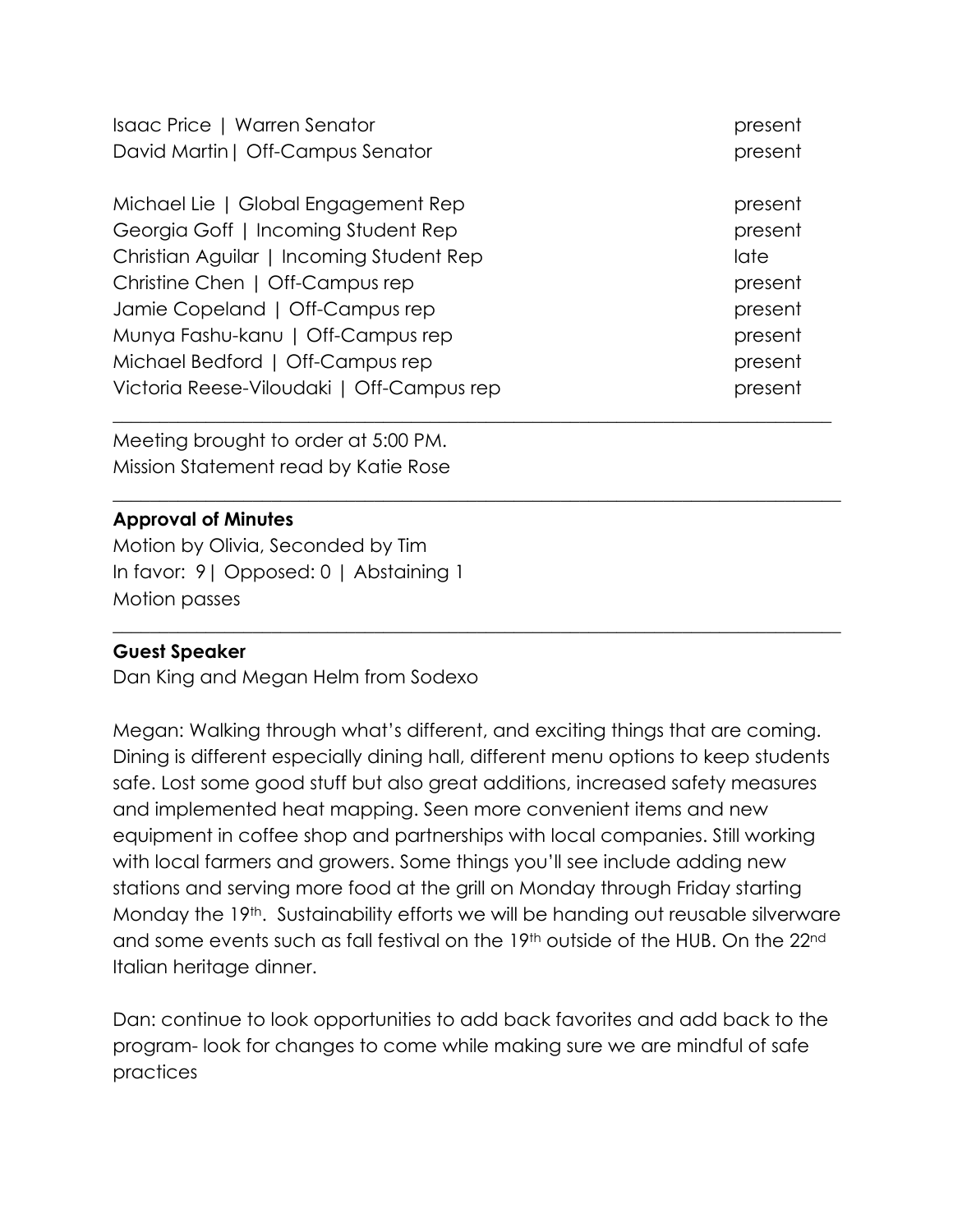| | |
|---|---|
| Isaac Price \| Warren Senator | present |
| David Martin\| Off-Campus Senator | present |
| | |
| Michael Lie \| Global Engagement Rep | present |
| Georgia Goff \| Incoming Student Rep | present |
| Christian Aguilar \| Incoming Student Rep | late |
| Christine Chen \| Off-Campus rep | present |
| Jamie Copeland \| Off-Campus rep | present |
| Munya Fashu-kanu \| Off-Campus rep | present |
| Michael Bedford \| Off-Campus rep | present |
| Victoria Reese-Viloudaki \| Off-Campus rep | present |

---

Meeting brought to order at 5:00 PM.
Mission Statement read by Katie Rose

---

**Approval of Minutes**

Motion by Olivia, Seconded by Tim
In favor: 9| Opposed: 0 | Abstaining 1
Motion passes

---

**Guest Speaker**

Dan King and Megan Helm from Sodexo

Megan: Walking through what's different, and exciting things that are coming. Dining is different especially dining hall, different menu options to keep students safe. Lost some good stuff but also great additions, increased safety measures and implemented heat mapping. Seen more convenient items and new equipment in coffee shop and partnerships with local companies. Still working with local farmers and growers. Some things you'll see include adding new stations and serving more food at the grill on Monday through Friday starting Monday the 19th. Sustainability efforts we will be handing out reusable silverware and some events such as fall festival on the 19th outside of the HUB. On the 22nd Italian heritage dinner.

Dan: continue to look opportunities to add back favorites and add back to the program- look for changes to come while making sure we are mindful of safe practices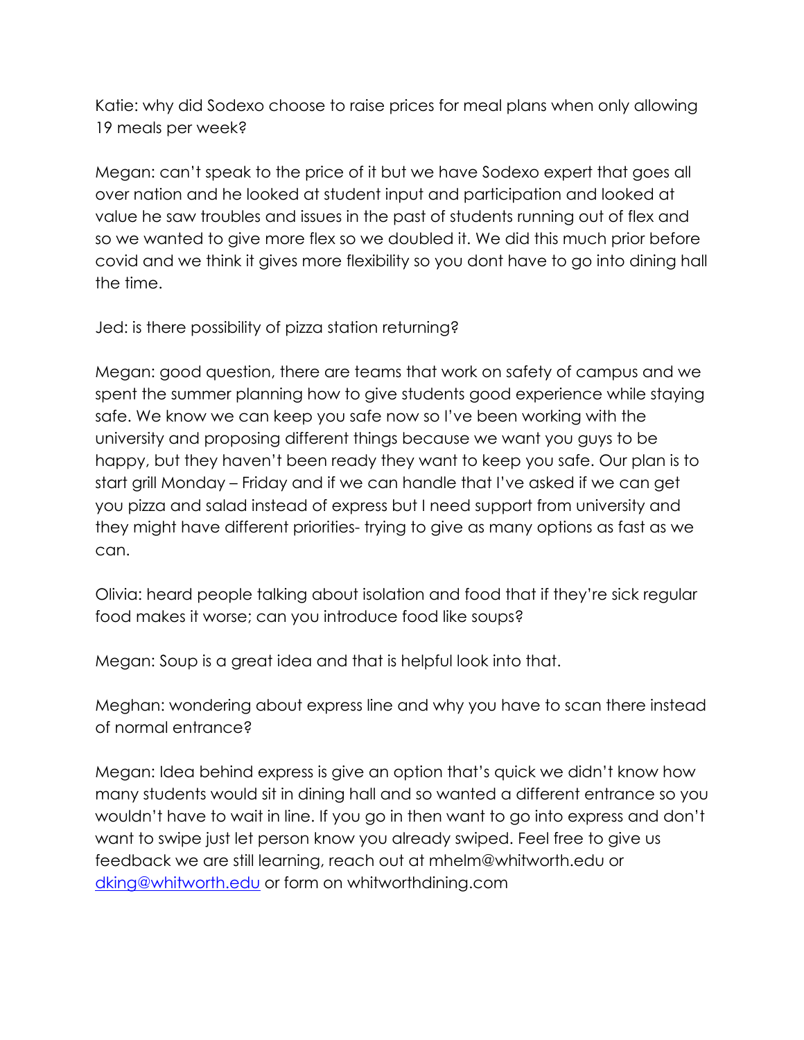Katie: why did Sodexo choose to raise prices for meal plans when only allowing 19 meals per week?

Megan: can't speak to the price of it but we have Sodexo expert that goes all over nation and he looked at student input and participation and looked at value he saw troubles and issues in the past of students running out of flex and so we wanted to give more flex so we doubled it. We did this much prior before covid and we think it gives more flexibility so you dont have to go into dining hall the time.

Jed: is there possibility of pizza station returning?

Megan: good question, there are teams that work on safety of campus and we spent the summer planning how to give students good experience while staying safe. We know we can keep you safe now so I've been working with the university and proposing different things because we want you guys to be happy, but they haven't been ready they want to keep you safe. Our plan is to start grill Monday – Friday and if we can handle that I've asked if we can get you pizza and salad instead of express but I need support from university and they might have different priorities- trying to give as many options as fast as we can.

Olivia: heard people talking about isolation and food that if they're sick regular food makes it worse; can you introduce food like soups?

Megan: Soup is a great idea and that is helpful look into that.

Meghan: wondering about express line and why you have to scan there instead of normal entrance?

Megan: Idea behind express is give an option that's quick we didn't know how many students would sit in dining hall and so wanted a different entrance so you wouldn't have to wait in line. If you go in then want to go into express and don't want to swipe just let person know you already swiped. Feel free to give us feedback we are still learning, reach out at mhelm@whitworth.edu or [dking@whitworth.edu](mailto:dking@whitworth.edu) or form on whitworthdining.com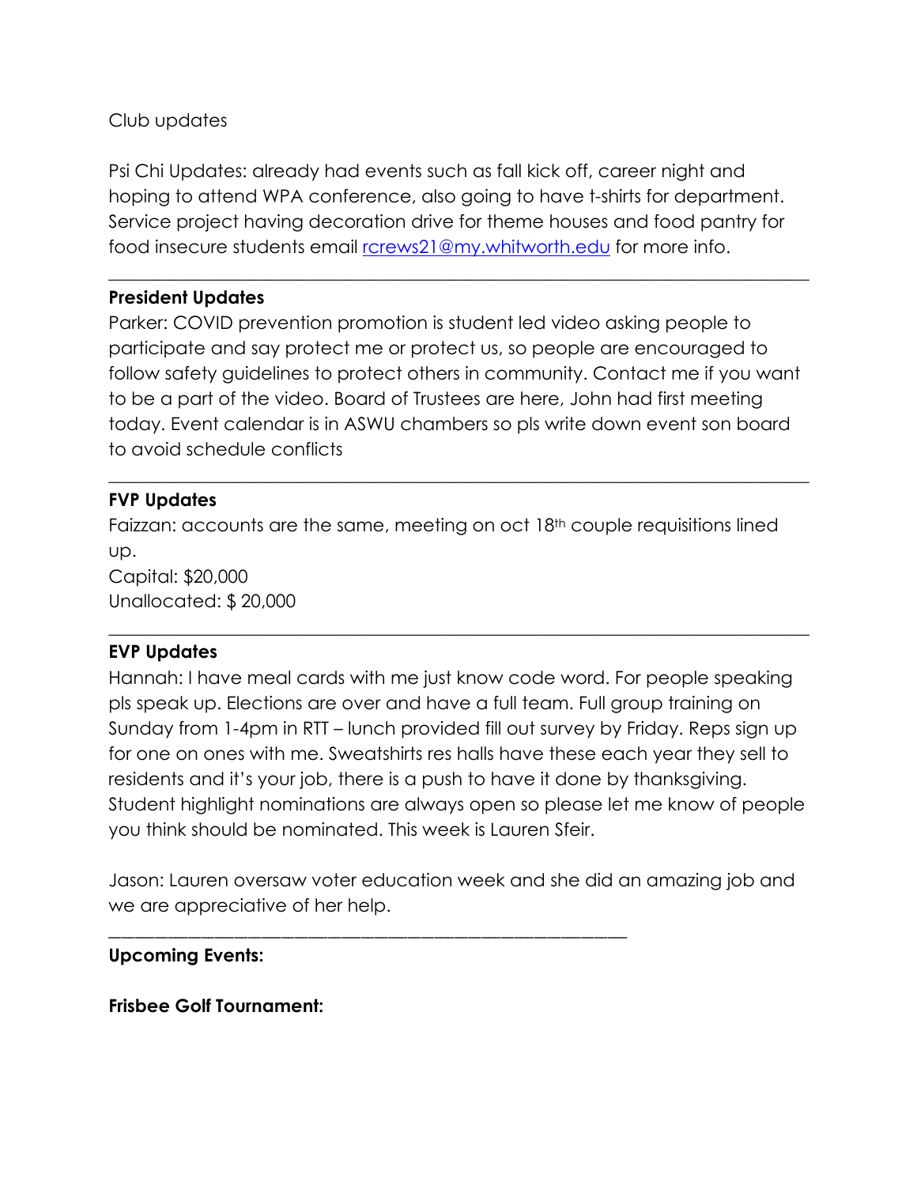Club updates

Psi Chi Updates: already had events such as fall kick off, career night and hoping to attend WPA conference, also going to have t-shirts for department. Service project having decoration drive for theme houses and food pantry for food insecure students email rcrews21@my.whitworth.edu for more info.

---

**President Updates**

Parker: COVID prevention promotion is student led video asking people to participate and say protect me or protect us, so people are encouraged to follow safety guidelines to protect others in community. Contact me if you want to be a part of the video. Board of Trustees are here, John had first meeting today. Event calendar is in ASWU chambers so pls write down event son board to avoid schedule conflicts

---

**FVP Updates**

Faizzan: accounts are the same, meeting on oct 18th couple requisitions lined up.

Capital: $20,000

Unallocated: $ 20,000

---

**EVP Updates**

Hannah: I have meal cards with me just know code word. For people speaking pls speak up. Elections are over and have a full team. Full group training on Sunday from 1-4pm in RTT – lunch provided fill out survey by Friday. Reps sign up for one on ones with me. Sweatshirts res halls have these each year they sell to residents and it's your job, there is a push to have it done by thanksgiving. Student highlight nominations are always open so please let me know of people you think should be nominated. This week is Lauren Sfeir.

Jason: Lauren oversaw voter education week and she did an amazing job and we are appreciative of her help.

---

**Upcoming Events:**

**Frisbee Golf Tournament:**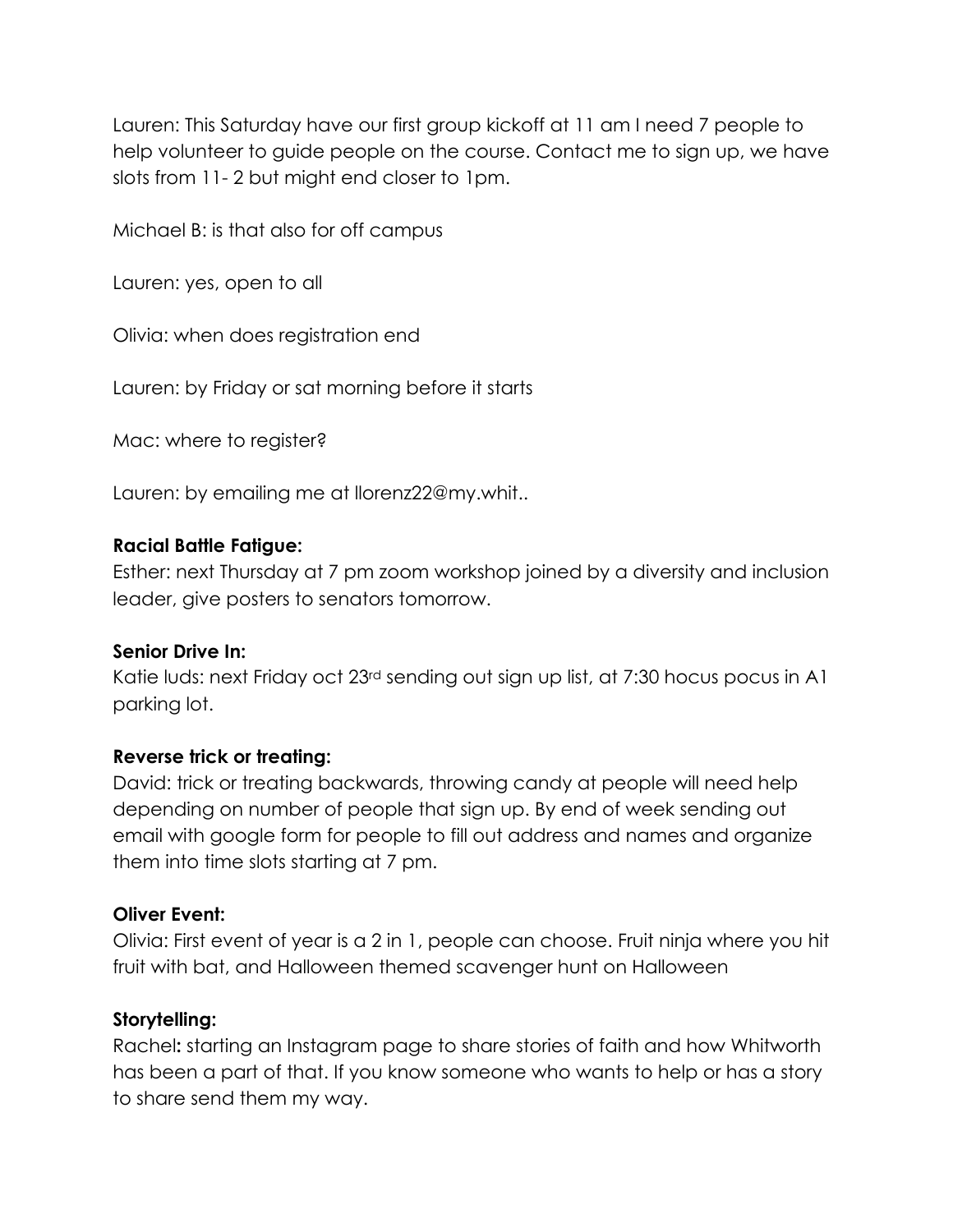Lauren: This Saturday have our first group kickoff at 11 am I need 7 people to help volunteer to guide people on the course. Contact me to sign up, we have slots from 11- 2 but might end closer to 1pm.

Michael B: is that also for off campus

Lauren: yes, open to all

Olivia: when does registration end

Lauren: by Friday or sat morning before it starts

Mac: where to register?

Lauren: by emailing me at llorenz22@my.whit..

**Racial Battle Fatigue:**
Esther: next Thursday at 7 pm zoom workshop joined by a diversity and inclusion leader, give posters to senators tomorrow.

**Senior Drive In:**
Katie luds: next Friday oct 23rd sending out sign up list, at 7:30 hocus pocus in A1 parking lot.

**Reverse trick or treating:**
David: trick or treating backwards, throwing candy at people will need help depending on number of people that sign up. By end of week sending out email with google form for people to fill out address and names and organize them into time slots starting at 7 pm.

**Oliver Event:**
Olivia: First event of year is a 2 in 1, people can choose. Fruit ninja where you hit fruit with bat, and Halloween themed scavenger hunt on Halloween

**Storytelling:**
Rachel**:** starting an Instagram page to share stories of faith and how Whitworth has been a part of that. If you know someone who wants to help or has a story to share send them my way.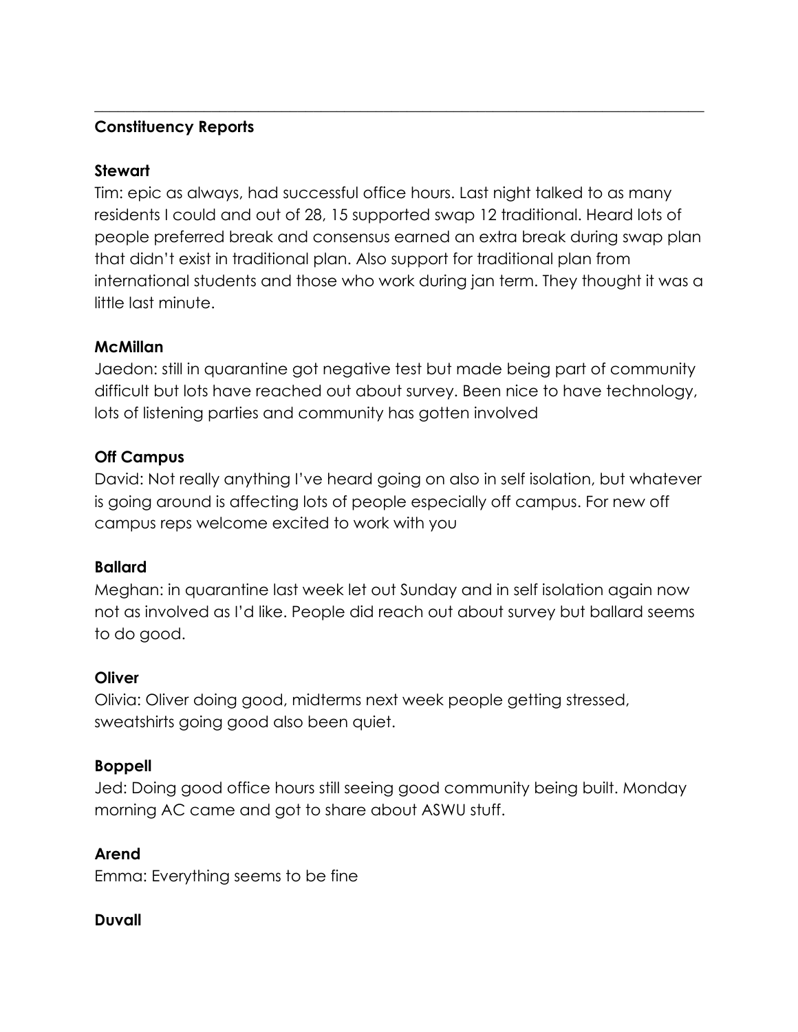---

**Constituency Reports**

**Stewart**

Tim: epic as always, had successful office hours. Last night talked to as many residents I could and out of 28, 15 supported swap 12 traditional. Heard lots of people preferred break and consensus earned an extra break during swap plan that didn't exist in traditional plan. Also support for traditional plan from international students and those who work during jan term. They thought it was a little last minute.

**McMillan**

Jaedon: still in quarantine got negative test but made being part of community difficult but lots have reached out about survey. Been nice to have technology, lots of listening parties and community has gotten involved

**Off Campus**

David: Not really anything I've heard going on also in self isolation, but whatever is going around is affecting lots of people especially off campus. For new off campus reps welcome excited to work with you

**Ballard**

Meghan: in quarantine last week let out Sunday and in self isolation again now not as involved as I'd like. People did reach out about survey but ballard seems to do good.

**Oliver**

Olivia: Oliver doing good, midterms next week people getting stressed, sweatshirts going good also been quiet.

**Boppell**

Jed: Doing good office hours still seeing good community being built. Monday morning AC came and got to share about ASWU stuff.

**Arend**

Emma: Everything seems to be fine

**Duvall**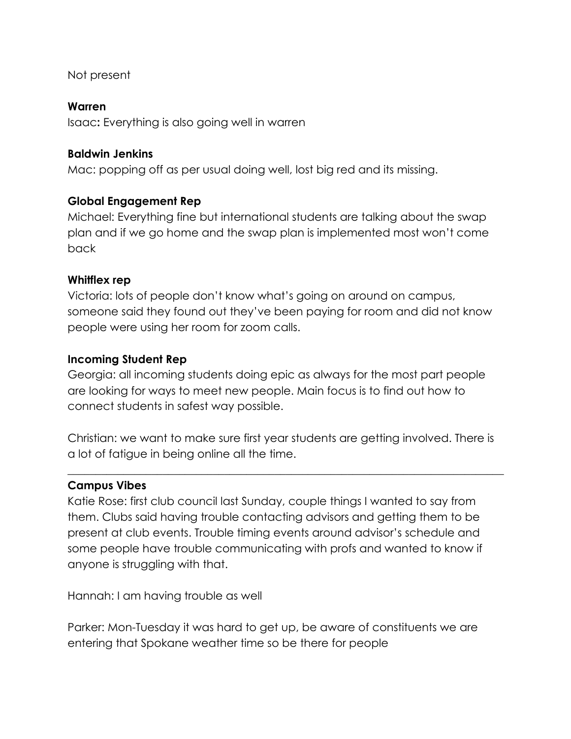Not present

**Warren**
Isaac**:** Everything is also going well in warren

**Baldwin Jenkins**
Mac: popping off as per usual doing well, lost big red and its missing.

**Global Engagement Rep**
Michael: Everything fine but international students are talking about the swap plan and if we go home and the swap plan is implemented most won't come back

**Whitflex rep**
Victoria: lots of people don't know what's going on around on campus, someone said they found out they've been paying for room and did not know people were using her room for zoom calls.

**Incoming Student Rep**
Georgia: all incoming students doing epic as always for the most part people are looking for ways to meet new people. Main focus is to find out how to connect students in safest way possible.

Christian: we want to make sure first year students are getting involved. There is a lot of fatigue in being online all the time.

---

**Campus Vibes**
Katie Rose: first club council last Sunday, couple things I wanted to say from them. Clubs said having trouble contacting advisors and getting them to be present at club events. Trouble timing events around advisor's schedule and some people have trouble communicating with profs and wanted to know if anyone is struggling with that.

Hannah: I am having trouble as well

Parker: Mon-Tuesday it was hard to get up, be aware of constituents we are entering that Spokane weather time so be there for people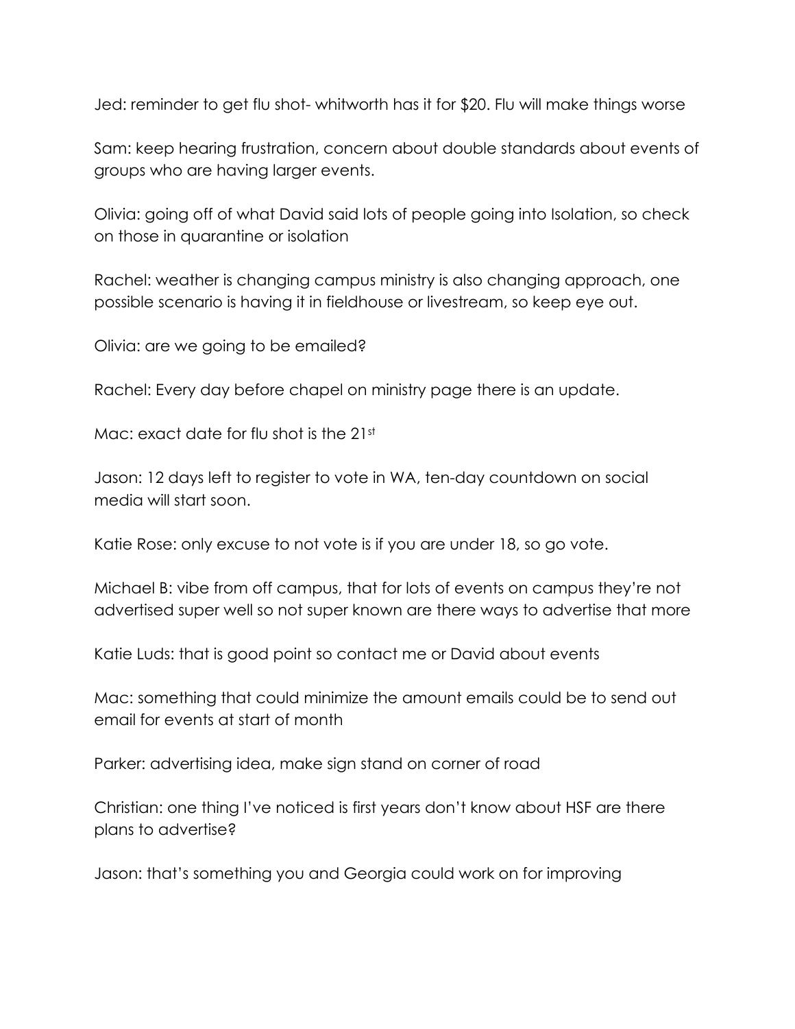Jed: reminder to get flu shot- whitworth has it for $20. Flu will make things worse

Sam: keep hearing frustration, concern about double standards about events of groups who are having larger events.

Olivia: going off of what David said lots of people going into Isolation, so check on those in quarantine or isolation

Rachel: weather is changing campus ministry is also changing approach, one possible scenario is having it in fieldhouse or livestream, so keep eye out.

Olivia: are we going to be emailed?

Rachel: Every day before chapel on ministry page there is an update.

Mac: exact date for flu shot is the 21st

Jason: 12 days left to register to vote in WA, ten-day countdown on social media will start soon.

Katie Rose: only excuse to not vote is if you are under 18, so go vote.

Michael B: vibe from off campus, that for lots of events on campus they're not advertised super well so not super known are there ways to advertise that more

Katie Luds: that is good point so contact me or David about events

Mac: something that could minimize the amount emails could be to send out email for events at start of month

Parker: advertising idea, make sign stand on corner of road

Christian: one thing I've noticed is first years don't know about HSF are there plans to advertise?

Jason: that's something you and Georgia could work on for improving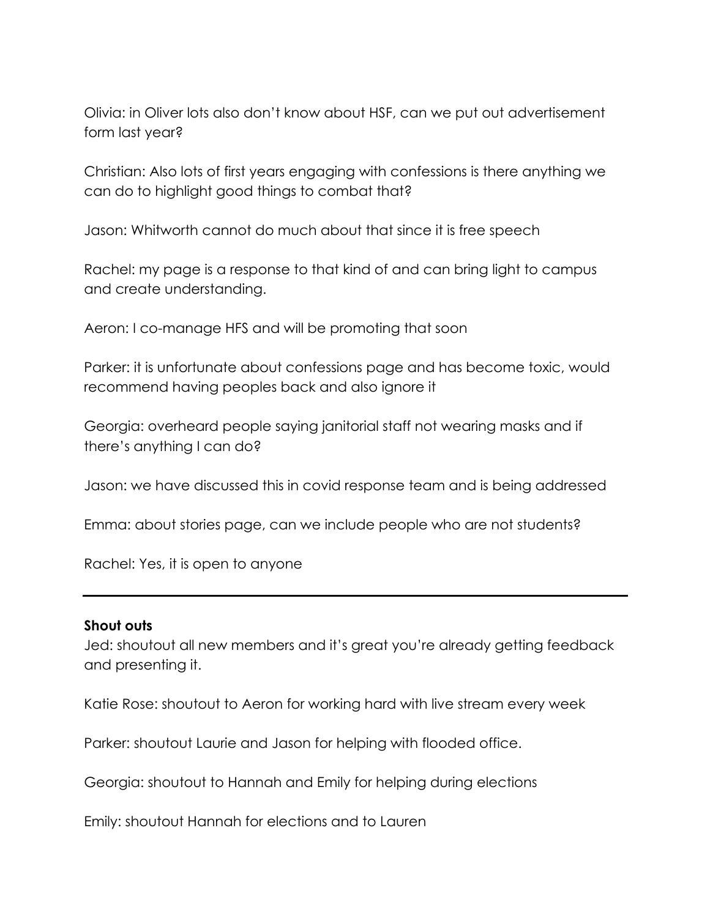Olivia: in Oliver lots also don't know about HSF, can we put out advertisement form last year?

Christian: Also lots of first years engaging with confessions is there anything we can do to highlight good things to combat that?

Jason: Whitworth cannot do much about that since it is free speech

Rachel: my page is a response to that kind of and can bring light to campus and create understanding.

Aeron: I co-manage HFS and will be promoting that soon

Parker: it is unfortunate about confessions page and has become toxic, would recommend having peoples back and also ignore it

Georgia: overheard people saying janitorial staff not wearing masks and if there's anything I can do?

Jason: we have discussed this in covid response team and is being addressed

Emma: about stories page, can we include people who are not students?

Rachel: Yes, it is open to anyone

---

**Shout outs**

Jed: shoutout all new members and it's great you're already getting feedback and presenting it.

Katie Rose: shoutout to Aeron for working hard with live stream every week

Parker: shoutout Laurie and Jason for helping with flooded office.

Georgia: shoutout to Hannah and Emily for helping during elections

Emily: shoutout Hannah for elections and to Lauren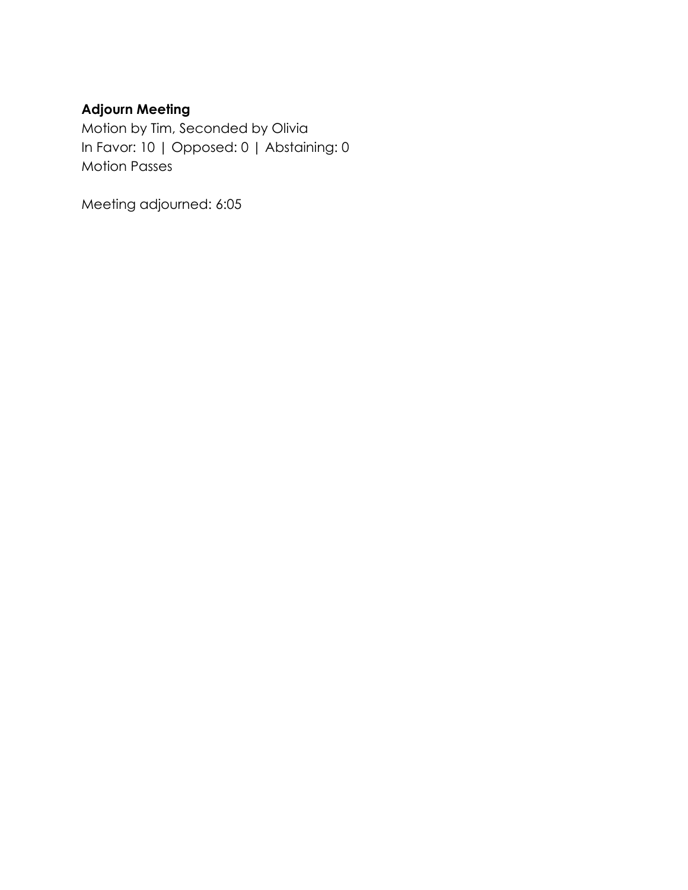**Adjourn Meeting**
Motion by Tim, Seconded by Olivia
In Favor: 10 | Opposed: 0 | Abstaining: 0
Motion Passes

Meeting adjourned: 6:05